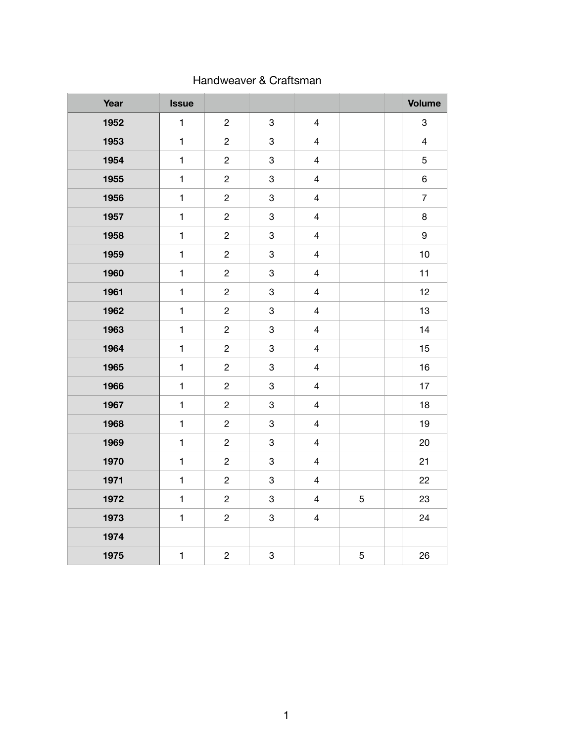Handweaver & Craftsman

| Year | Issue | | | | | | Volume |
|---|---|---|---|---|---|---|---|
| **1952** | 1 | 2 | 3 | 4 | | | 3 |
| **1953** | 1 | 2 | 3 | 4 | | | 4 |
| **1954** | 1 | 2 | 3 | 4 | | | 5 |
| **1955** | 1 | 2 | 3 | 4 | | | 6 |
| **1956** | 1 | 2 | 3 | 4 | | | 7 |
| **1957** | 1 | 2 | 3 | 4 | | | 8 |
| **1958** | 1 | 2 | 3 | 4 | | | 9 |
| **1959** | 1 | 2 | 3 | 4 | | | 10 |
| **1960** | 1 | 2 | 3 | 4 | | | 11 |
| **1961** | 1 | 2 | 3 | 4 | | | 12 |
| **1962** | 1 | 2 | 3 | 4 | | | 13 |
| **1963** | 1 | 2 | 3 | 4 | | | 14 |
| **1964** | 1 | 2 | 3 | 4 | | | 15 |
| **1965** | 1 | 2 | 3 | 4 | | | 16 |
| **1966** | 1 | 2 | 3 | 4 | | | 17 |
| **1967** | 1 | 2 | 3 | 4 | | | 18 |
| **1968** | 1 | 2 | 3 | 4 | | | 19 |
| **1969** | 1 | 2 | 3 | 4 | | | 20 |
| **1970** | 1 | 2 | 3 | 4 | | | 21 |
| **1971** | 1 | 2 | 3 | 4 | | | 22 |
| **1972** | 1 | 2 | 3 | 4 | 5 | | 23 |
| **1973** | 1 | 2 | 3 | 4 | | | 24 |
| **1974** | | | | | | | |
| **1975** | 1 | 2 | 3 | | 5 | | 26 |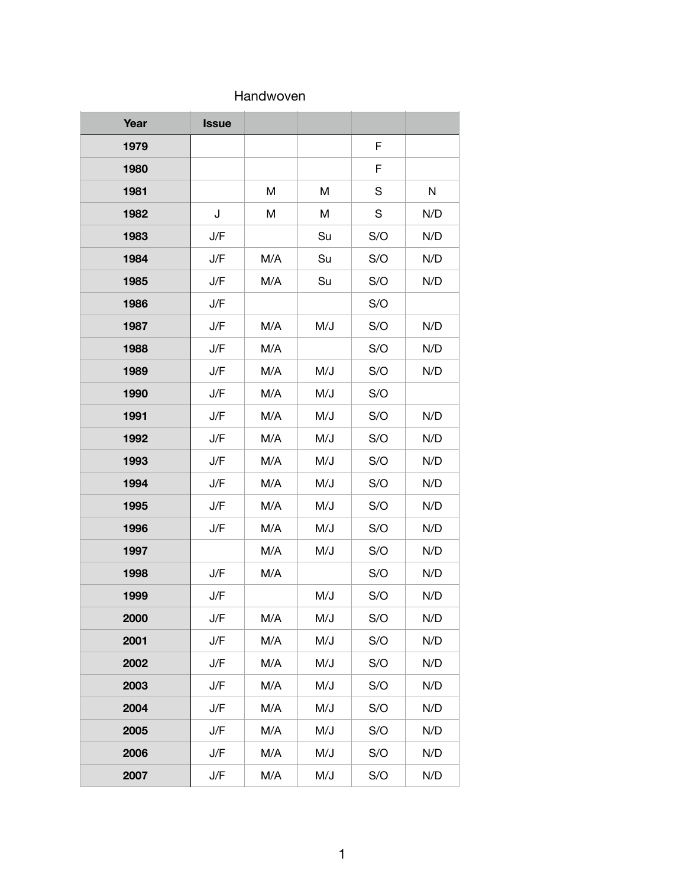Handwoven

| Year | Issue | | | | |
|---|---|---|---|---|---|
| 1979 | | | | F | |
| 1980 | | | | F | |
| 1981 | | M | M | S | N |
| 1982 | J | M | M | S | N/D |
| 1983 | J/F | | Su | S/O | N/D |
| 1984 | J/F | M/A | Su | S/O | N/D |
| 1985 | J/F | M/A | Su | S/O | N/D |
| 1986 | J/F | | | S/O | |
| 1987 | J/F | M/A | M/J | S/O | N/D |
| 1988 | J/F | M/A | | S/O | N/D |
| 1989 | J/F | M/A | M/J | S/O | N/D |
| 1990 | J/F | M/A | M/J | S/O | |
| 1991 | J/F | M/A | M/J | S/O | N/D |
| 1992 | J/F | M/A | M/J | S/O | N/D |
| 1993 | J/F | M/A | M/J | S/O | N/D |
| 1994 | J/F | M/A | M/J | S/O | N/D |
| 1995 | J/F | M/A | M/J | S/O | N/D |
| 1996 | J/F | M/A | M/J | S/O | N/D |
| 1997 | | M/A | M/J | S/O | N/D |
| 1998 | J/F | M/A | | S/O | N/D |
| 1999 | J/F | | M/J | S/O | N/D |
| 2000 | J/F | M/A | M/J | S/O | N/D |
| 2001 | J/F | M/A | M/J | S/O | N/D |
| 2002 | J/F | M/A | M/J | S/O | N/D |
| 2003 | J/F | M/A | M/J | S/O | N/D |
| 2004 | J/F | M/A | M/J | S/O | N/D |
| 2005 | J/F | M/A | M/J | S/O | N/D |
| 2006 | J/F | M/A | M/J | S/O | N/D |
| 2007 | J/F | M/A | M/J | S/O | N/D |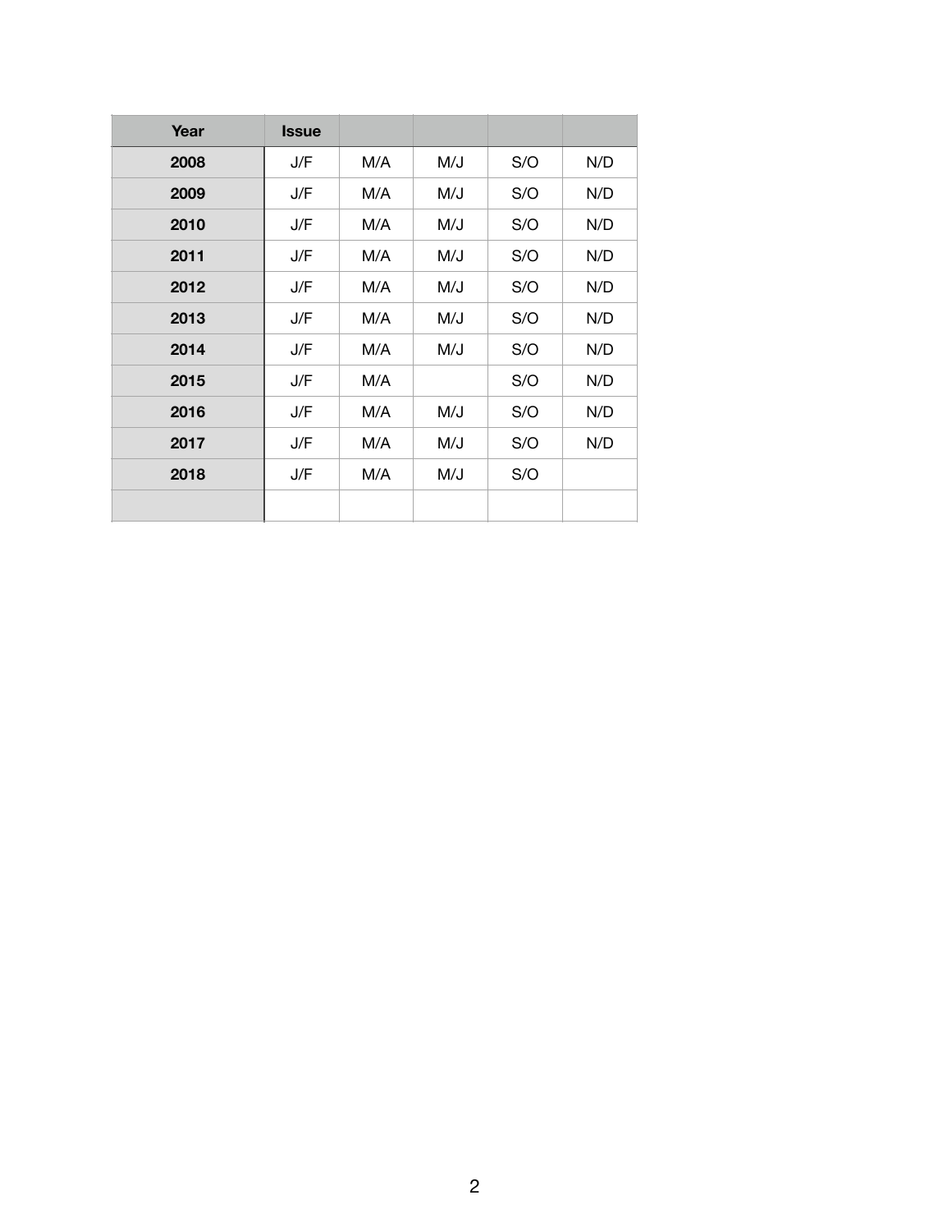| Year | Issue | | | | |
|---|---|---|---|---|---|
| **2008** | J/F | M/A | M/J | S/O | N/D |
| **2009** | J/F | M/A | M/J | S/O | N/D |
| **2010** | J/F | M/A | M/J | S/O | N/D |
| **2011** | J/F | M/A | M/J | S/O | N/D |
| **2012** | J/F | M/A | M/J | S/O | N/D |
| **2013** | J/F | M/A | M/J | S/O | N/D |
| **2014** | J/F | M/A | M/J | S/O | N/D |
| **2015** | J/F | M/A | | S/O | N/D |
| **2016** | J/F | M/A | M/J | S/O | N/D |
| **2017** | J/F | M/A | M/J | S/O | N/D |
| **2018** | J/F | M/A | M/J | S/O | |
| | | | | | |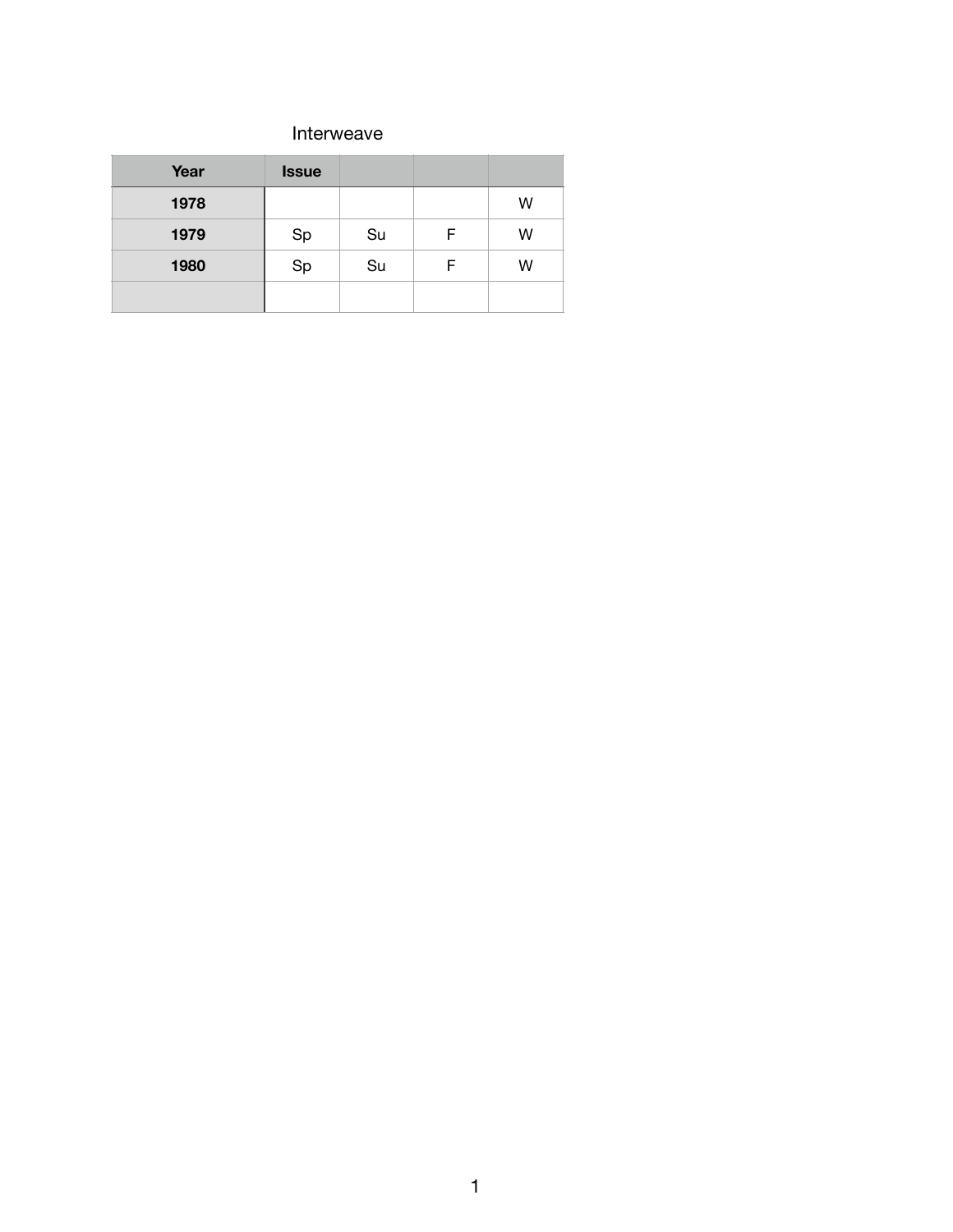Interweave

| Year | Issue | | | |
|---|---|---|---|---|
| 1978 | | | | W |
| 1979 | Sp | Su | F | W |
| 1980 | Sp | Su | F | W |
| | | | | |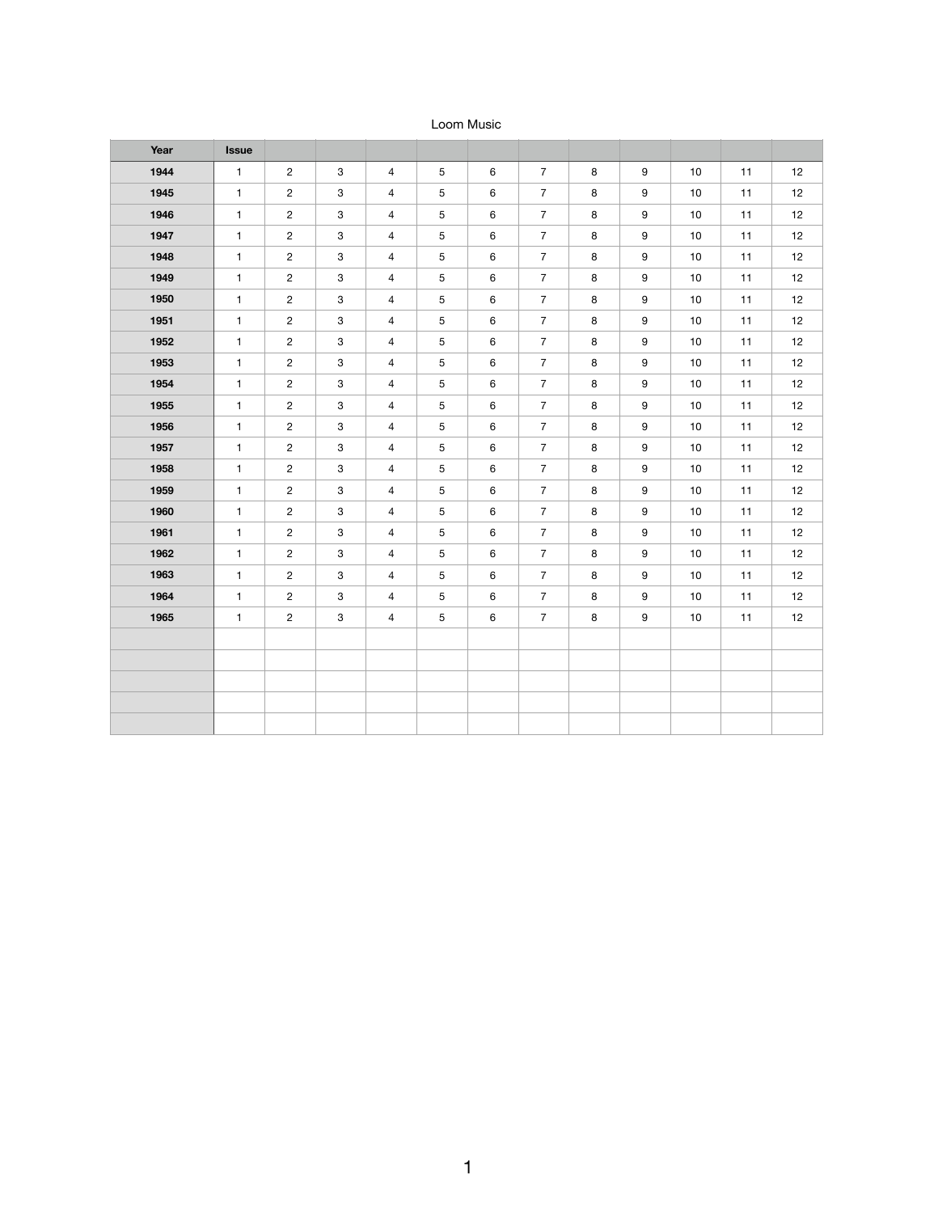Loom Music

| Year | Issue | | | | | | | | | | |
|---|---|---|---|---|---|---|---|---|---|---|---|
| **1944** | 1 | 2 | 3 | 4 | 5 | 6 | 7 | 8 | 9 | 10 | 11 | 12 |
| **1945** | 1 | 2 | 3 | 4 | 5 | 6 | 7 | 8 | 9 | 10 | 11 | 12 |
| **1946** | 1 | 2 | 3 | 4 | 5 | 6 | 7 | 8 | 9 | 10 | 11 | 12 |
| **1947** | 1 | 2 | 3 | 4 | 5 | 6 | 7 | 8 | 9 | 10 | 11 | 12 |
| **1948** | 1 | 2 | 3 | 4 | 5 | 6 | 7 | 8 | 9 | 10 | 11 | 12 |
| **1949** | 1 | 2 | 3 | 4 | 5 | 6 | 7 | 8 | 9 | 10 | 11 | 12 |
| **1950** | 1 | 2 | 3 | 4 | 5 | 6 | 7 | 8 | 9 | 10 | 11 | 12 |
| **1951** | 1 | 2 | 3 | 4 | 5 | 6 | 7 | 8 | 9 | 10 | 11 | 12 |
| **1952** | 1 | 2 | 3 | 4 | 5 | 6 | 7 | 8 | 9 | 10 | 11 | 12 |
| **1953** | 1 | 2 | 3 | 4 | 5 | 6 | 7 | 8 | 9 | 10 | 11 | 12 |
| **1954** | 1 | 2 | 3 | 4 | 5 | 6 | 7 | 8 | 9 | 10 | 11 | 12 |
| **1955** | 1 | 2 | 3 | 4 | 5 | 6 | 7 | 8 | 9 | 10 | 11 | 12 |
| **1956** | 1 | 2 | 3 | 4 | 5 | 6 | 7 | 8 | 9 | 10 | 11 | 12 |
| **1957** | 1 | 2 | 3 | 4 | 5 | 6 | 7 | 8 | 9 | 10 | 11 | 12 |
| **1958** | 1 | 2 | 3 | 4 | 5 | 6 | 7 | 8 | 9 | 10 | 11 | 12 |
| **1959** | 1 | 2 | 3 | 4 | 5 | 6 | 7 | 8 | 9 | 10 | 11 | 12 |
| **1960** | 1 | 2 | 3 | 4 | 5 | 6 | 7 | 8 | 9 | 10 | 11 | 12 |
| **1961** | 1 | 2 | 3 | 4 | 5 | 6 | 7 | 8 | 9 | 10 | 11 | 12 |
| **1962** | 1 | 2 | 3 | 4 | 5 | 6 | 7 | 8 | 9 | 10 | 11 | 12 |
| **1963** | 1 | 2 | 3 | 4 | 5 | 6 | 7 | 8 | 9 | 10 | 11 | 12 |
| **1964** | 1 | 2 | 3 | 4 | 5 | 6 | 7 | 8 | 9 | 10 | 11 | 12 |
| **1965** | 1 | 2 | 3 | 4 | 5 | 6 | 7 | 8 | 9 | 10 | 11 | 12 |
| | | | | | | | | | | | | |
| | | | | | | | | | | | | |
| | | | | | | | | | | | | |
| | | | | | | | | | | | | |
| | | | | | | | | | | | | |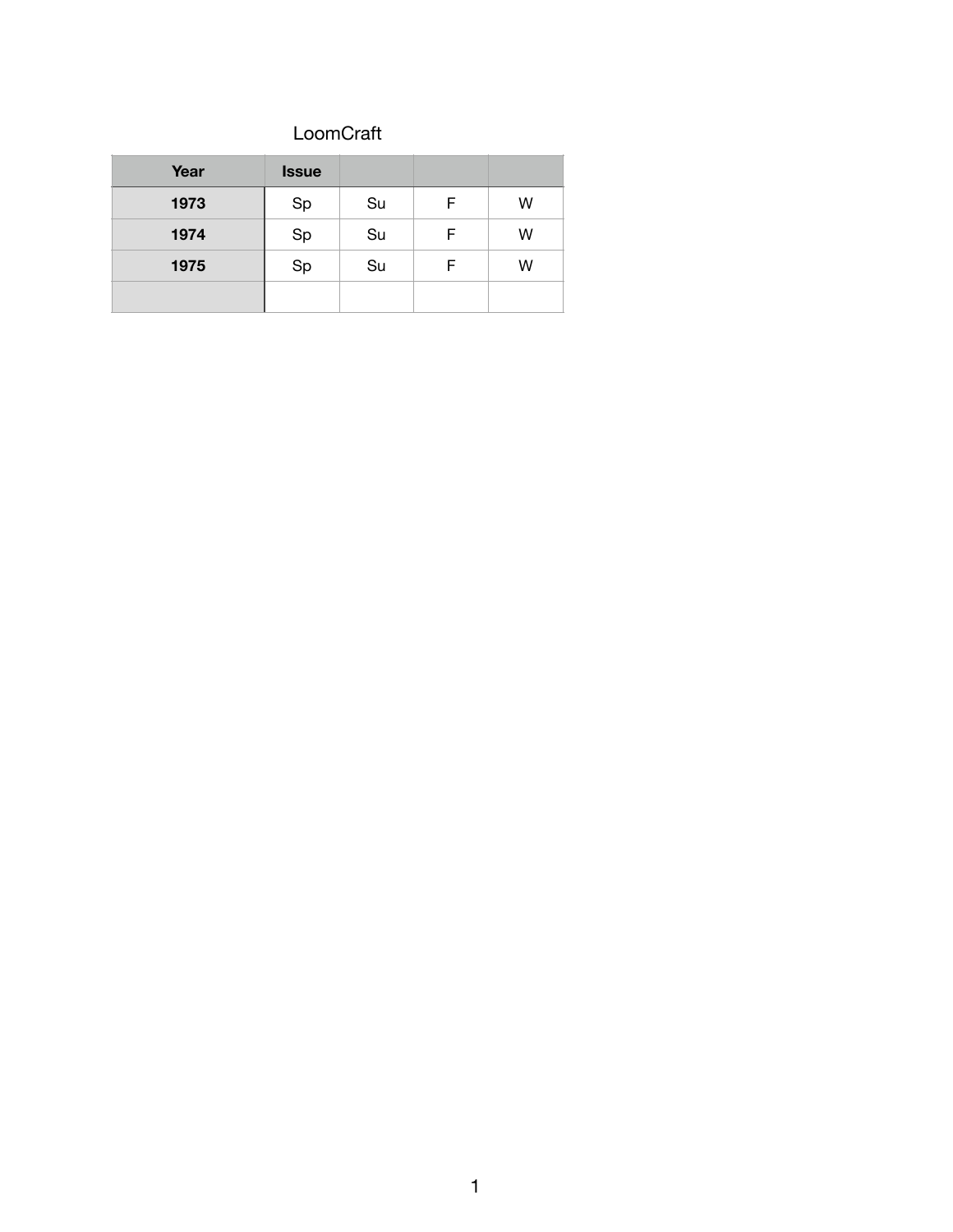LoomCraft

| Year | Issue | | | |
|---|---|---|---|---|
| **1973** | Sp | Su | F | W |
| **1974** | Sp | Su | F | W |
| **1975** | Sp | Su | F | W |
| | | | | |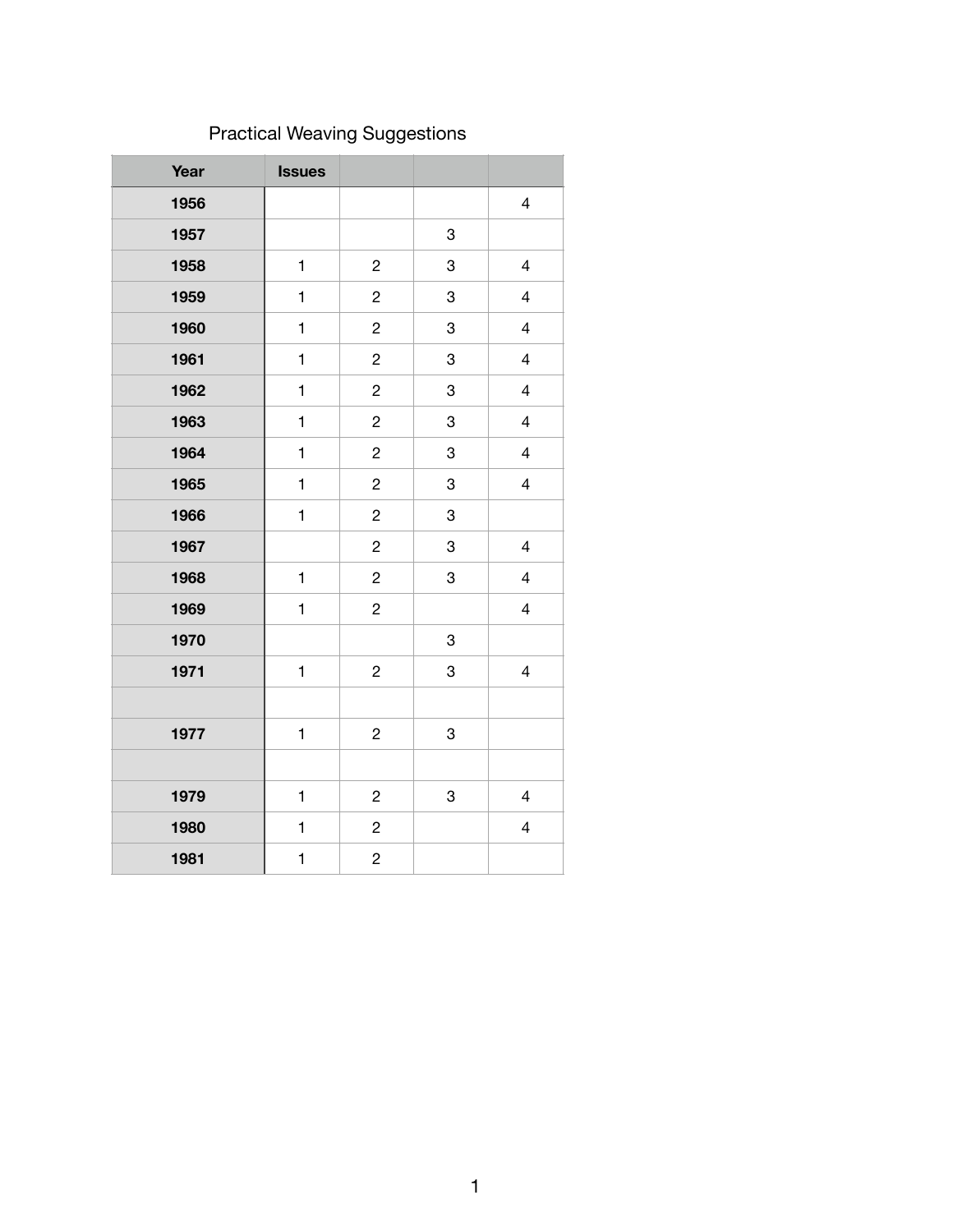Practical Weaving Suggestions

| Year | Issues | | | |
|---|---|---|---|---|
| 1956 | | | | 4 |
| 1957 | | | 3 | |
| 1958 | 1 | 2 | 3 | 4 |
| 1959 | 1 | 2 | 3 | 4 |
| 1960 | 1 | 2 | 3 | 4 |
| 1961 | 1 | 2 | 3 | 4 |
| 1962 | 1 | 2 | 3 | 4 |
| 1963 | 1 | 2 | 3 | 4 |
| 1964 | 1 | 2 | 3 | 4 |
| 1965 | 1 | 2 | 3 | 4 |
| 1966 | 1 | 2 | 3 | |
| 1967 | | 2 | 3 | 4 |
| 1968 | 1 | 2 | 3 | 4 |
| 1969 | 1 | 2 | | 4 |
| 1970 | | | 3 | |
| 1971 | 1 | 2 | 3 | 4 |
| | | | | |
| 1977 | 1 | 2 | 3 | |
| | | | | |
| 1979 | 1 | 2 | 3 | 4 |
| 1980 | 1 | 2 | | 4 |
| 1981 | 1 | 2 | | |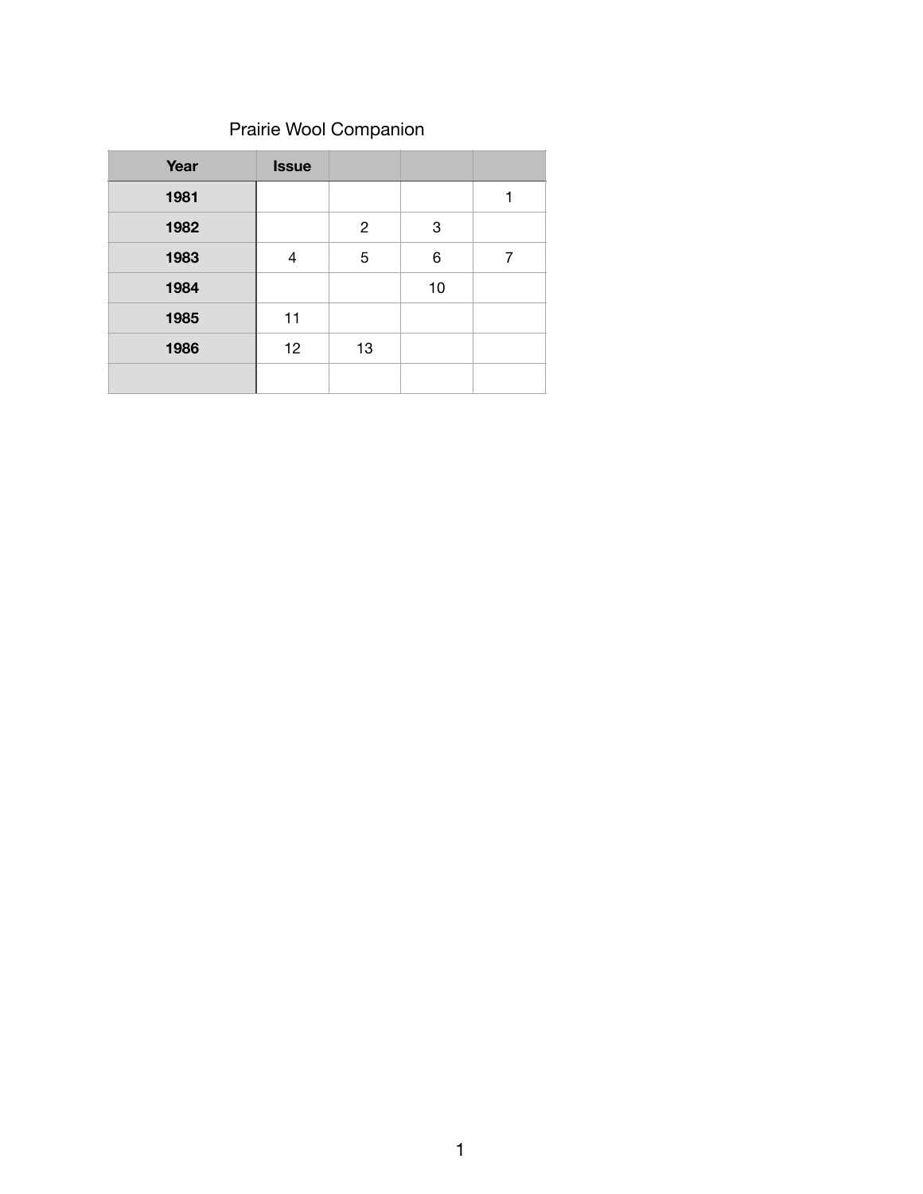Prairie Wool Companion

| Year | Issue | | | |
|---|---|---|---|---|
| 1981 | | | | 1 |
| 1982 | | 2 | 3 | |
| 1983 | 4 | 5 | 6 | 7 |
| 1984 | | | 10 | |
| 1985 | 11 | | | |
| 1986 | 12 | 13 | | |
| | | | | |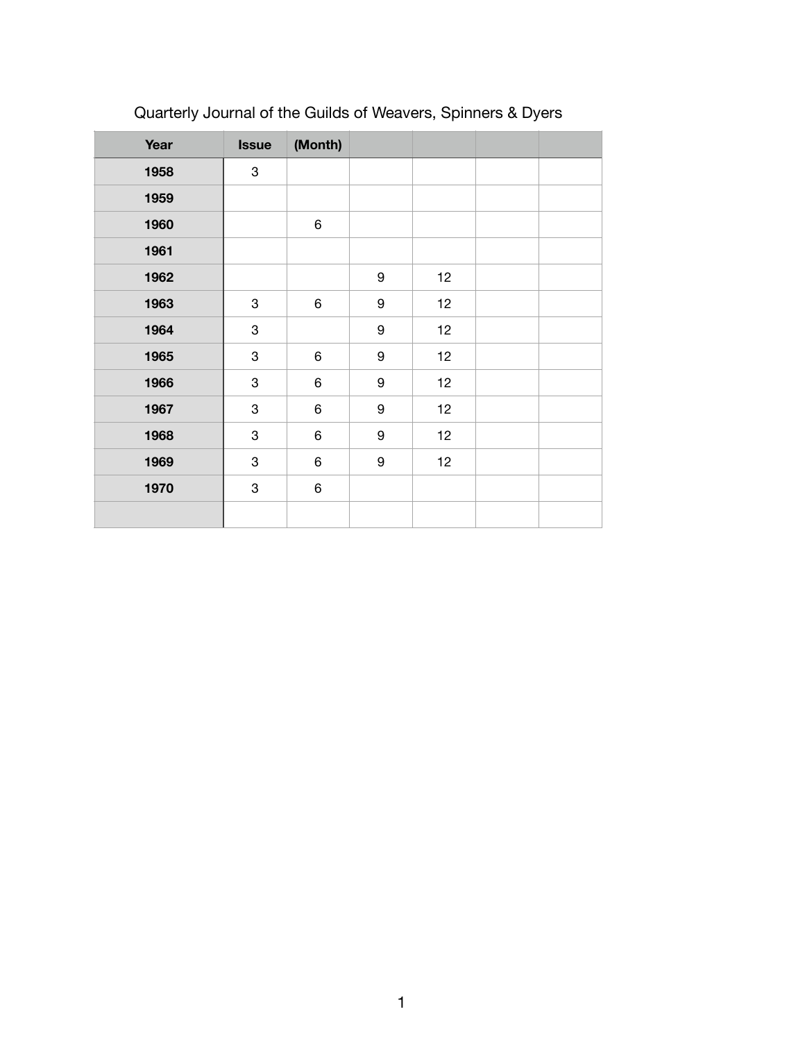Quarterly Journal of the Guilds of Weavers, Spinners & Dyers

| Year | Issue | (Month) | | | | |
|---|---|---|---|---|---|---|
| 1958 | 3 | | | | | |
| 1959 | | | | | | |
| 1960 | | 6 | | | | |
| 1961 | | | | | | |
| 1962 | | | 9 | 12 | | |
| 1963 | 3 | 6 | 9 | 12 | | |
| 1964 | 3 | | 9 | 12 | | |
| 1965 | 3 | 6 | 9 | 12 | | |
| 1966 | 3 | 6 | 9 | 12 | | |
| 1967 | 3 | 6 | 9 | 12 | | |
| 1968 | 3 | 6 | 9 | 12 | | |
| 1969 | 3 | 6 | 9 | 12 | | |
| 1970 | 3 | 6 | | | | |
| | | | | | | |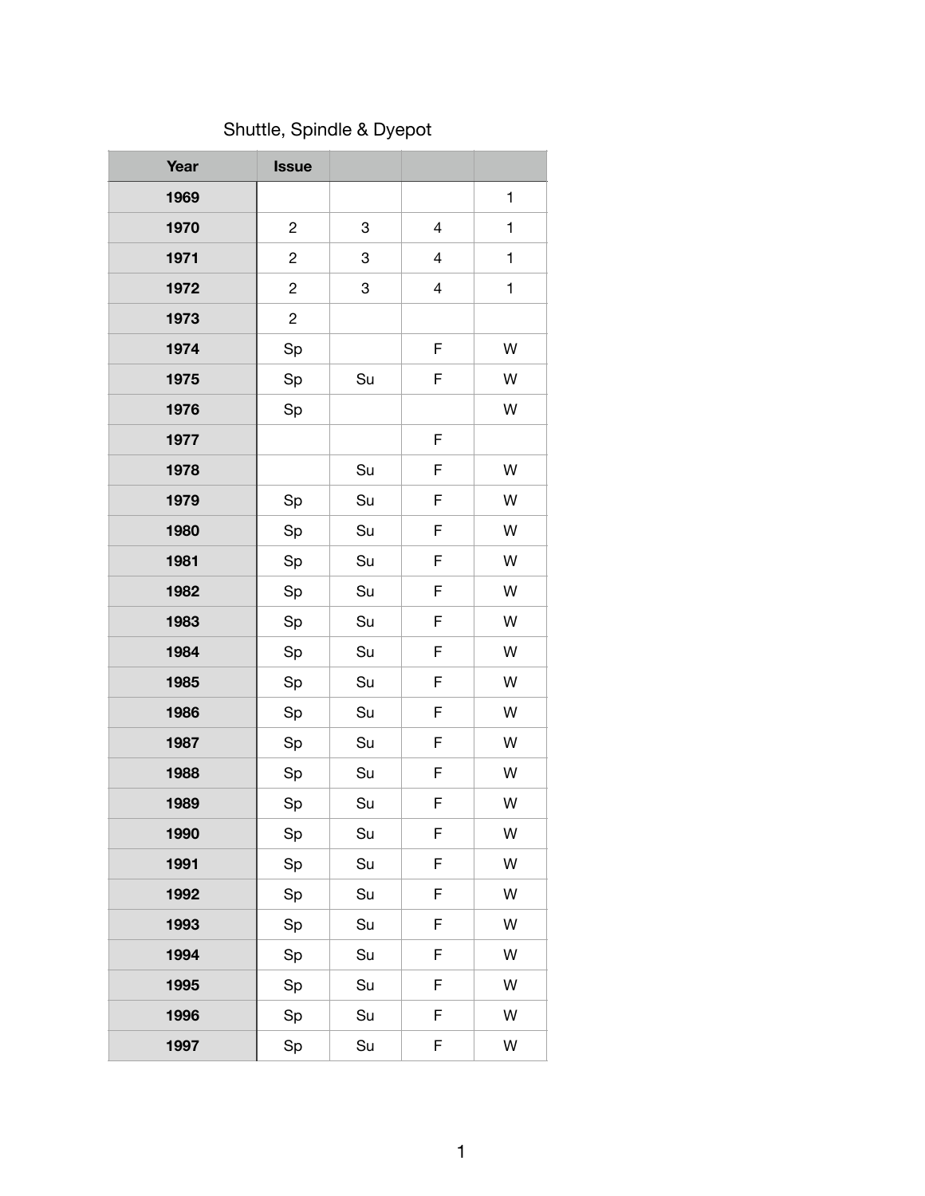# Shuttle, Spindle & Dyepot

| Year | Issue | | | |
|---|---|---|---|---|
| 1969 | | | | 1 |
| 1970 | 2 | 3 | 4 | 1 |
| 1971 | 2 | 3 | 4 | 1 |
| 1972 | 2 | 3 | 4 | 1 |
| 1973 | 2 | | | |
| 1974 | Sp | | F | W |
| 1975 | Sp | Su | F | W |
| 1976 | Sp | | | W |
| 1977 | | | F | |
| 1978 | | Su | F | W |
| 1979 | Sp | Su | F | W |
| 1980 | Sp | Su | F | W |
| 1981 | Sp | Su | F | W |
| 1982 | Sp | Su | F | W |
| 1983 | Sp | Su | F | W |
| 1984 | Sp | Su | F | W |
| 1985 | Sp | Su | F | W |
| 1986 | Sp | Su | F | W |
| 1987 | Sp | Su | F | W |
| 1988 | Sp | Su | F | W |
| 1989 | Sp | Su | F | W |
| 1990 | Sp | Su | F | W |
| 1991 | Sp | Su | F | W |
| 1992 | Sp | Su | F | W |
| 1993 | Sp | Su | F | W |
| 1994 | Sp | Su | F | W |
| 1995 | Sp | Su | F | W |
| 1996 | Sp | Su | F | W |
| 1997 | Sp | Su | F | W |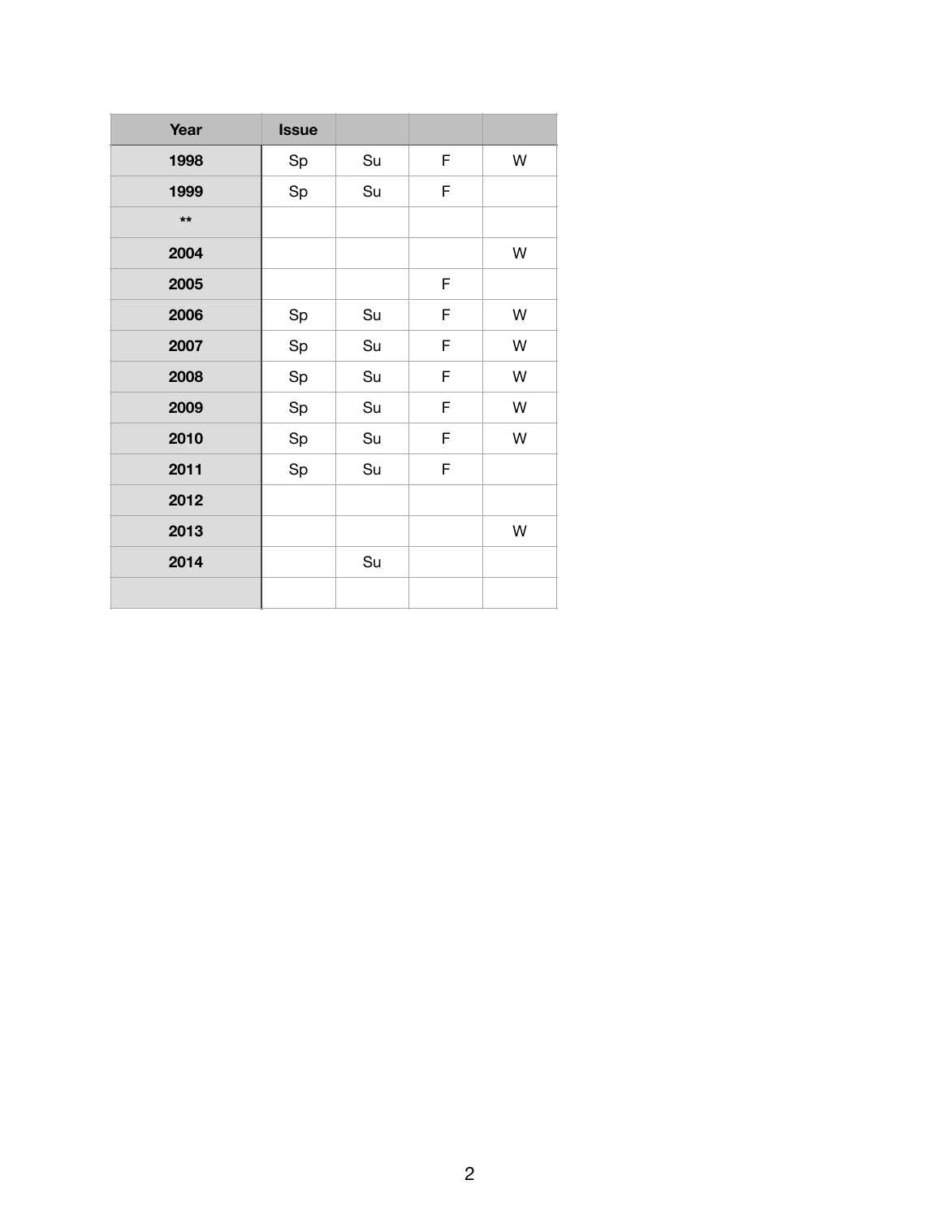| Year | Issue | | | |
|---|---|---|---|---|
| 1998 | Sp | Su | F | W |
| 1999 | Sp | Su | F | |
| ** | | | | |
| 2004 | | | | W |
| 2005 | | | F | |
| 2006 | Sp | Su | F | W |
| 2007 | Sp | Su | F | W |
| 2008 | Sp | Su | F | W |
| 2009 | Sp | Su | F | W |
| 2010 | Sp | Su | F | W |
| 2011 | Sp | Su | F | |
| 2012 | | | | |
| 2013 | | | | W |
| 2014 | | Su | | |
| | | | | |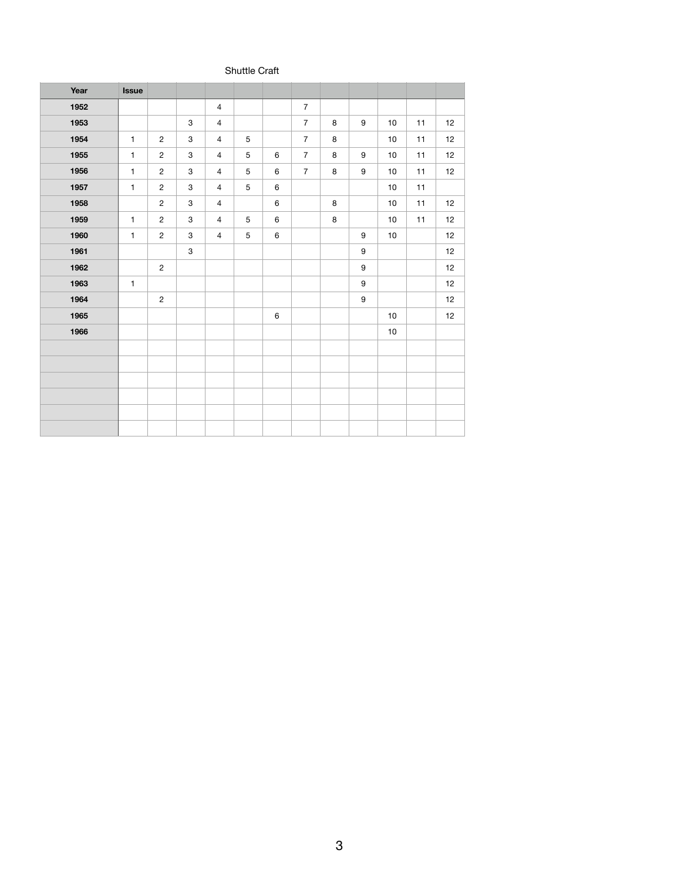Shuttle Craft

| Year | Issue | | | | | | | | | | | |
|---|---|---|---|---|---|---|---|---|---|---|---|---|
| 1952 | | | | 4 | | | 7 | | | | | |
| 1953 | | | 3 | 4 | | | 7 | 8 | 9 | 10 | 11 | 12 |
| 1954 | 1 | 2 | 3 | 4 | 5 | | 7 | 8 | | 10 | 11 | 12 |
| 1955 | 1 | 2 | 3 | 4 | 5 | 6 | 7 | 8 | 9 | 10 | 11 | 12 |
| 1956 | 1 | 2 | 3 | 4 | 5 | 6 | 7 | 8 | 9 | 10 | 11 | 12 |
| 1957 | 1 | 2 | 3 | 4 | 5 | 6 | | | | 10 | 11 | |
| 1958 | | 2 | 3 | 4 | | 6 | | 8 | | 10 | 11 | 12 |
| 1959 | 1 | 2 | 3 | 4 | 5 | 6 | | 8 | | 10 | 11 | 12 |
| 1960 | 1 | 2 | 3 | 4 | 5 | 6 | | | 9 | 10 | | 12 |
| 1961 | | | 3 | | | | | | 9 | | | 12 |
| 1962 | | 2 | | | | | | | 9 | | | 12 |
| 1963 | 1 | | | | | | | | 9 | | | 12 |
| 1964 | | 2 | | | | | | | 9 | | | 12 |
| 1965 | | | | | | 6 | | | | 10 | | 12 |
| 1966 | | | | | | | | | | 10 | | |
| | | | | | | | | | | | | |
| | | | | | | | | | | | | |
| | | | | | | | | | | | | |
| | | | | | | | | | | | | |
| | | | | | | | | | | | | |
| | | | | | | | | | | | | |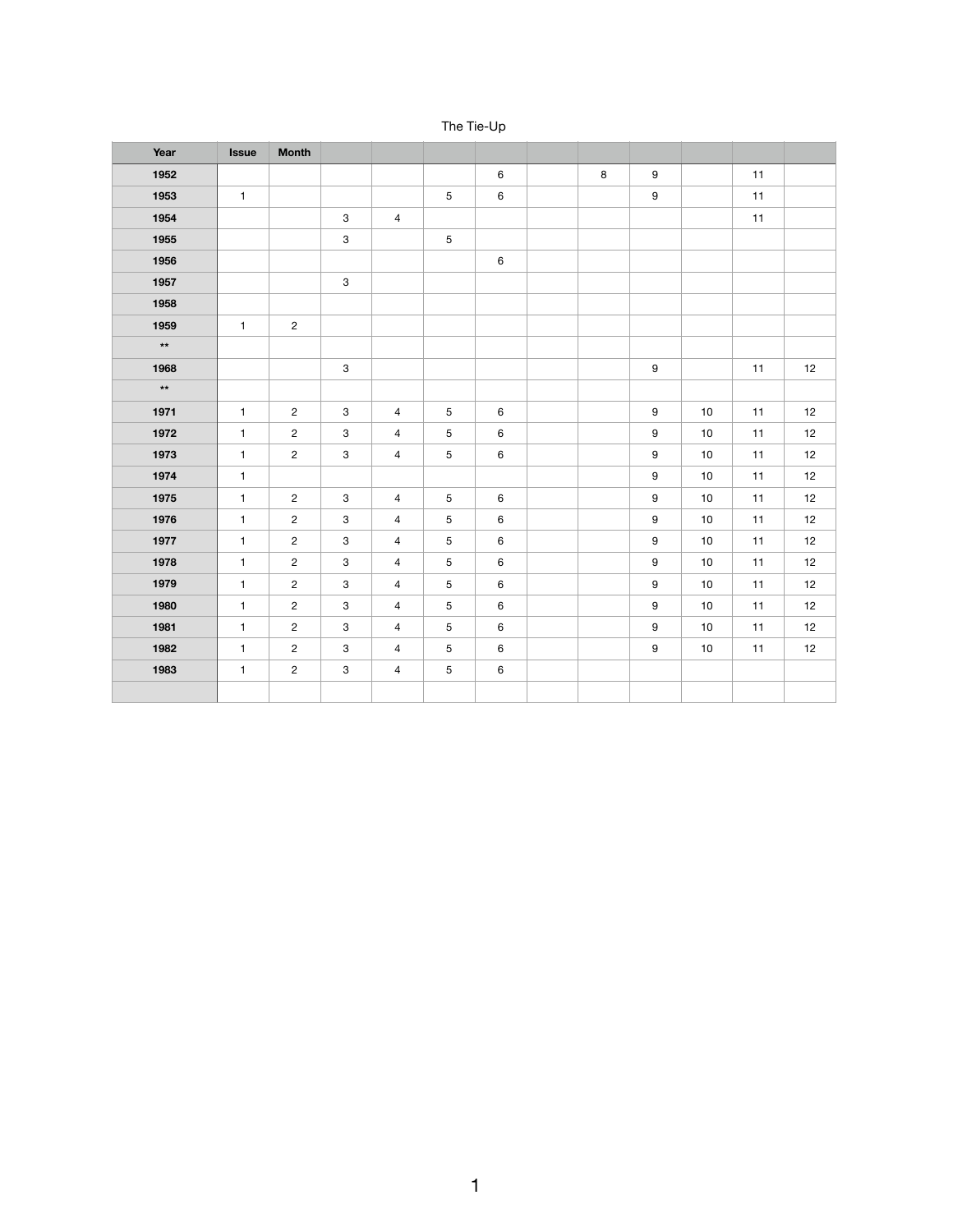The Tie-Up

| Year | Issue | Month | | | | | | | | | | |
|---|---|---|---|---|---|---|---|---|---|---|---|---|
| **1952** | | | | | | 6 | | 8 | 9 | | 11 | |
| **1953** | 1 | | | | 5 | 6 | | | 9 | | 11 | |
| **1954** | | | 3 | 4 | | | | | | | 11 | |
| **1955** | | | 3 | | 5 | | | | | | | |
| **1956** | | | | | | 6 | | | | | | |
| **1957** | | | 3 | | | | | | | | | |
| **1958** | | | | | | | | | | | | |
| **1959** | 1 | 2 | | | | | | | | | | |
| ** | | | | | | | | | | | | |
| **1968** | | | 3 | | | | | | 9 | | 11 | 12 |
| ** | | | | | | | | | | | | |
| **1971** | 1 | 2 | 3 | 4 | 5 | 6 | | | 9 | 10 | 11 | 12 |
| **1972** | 1 | 2 | 3 | 4 | 5 | 6 | | | 9 | 10 | 11 | 12 |
| **1973** | 1 | 2 | 3 | 4 | 5 | 6 | | | 9 | 10 | 11 | 12 |
| **1974** | 1 | | | | | | | | 9 | 10 | 11 | 12 |
| **1975** | 1 | 2 | 3 | 4 | 5 | 6 | | | 9 | 10 | 11 | 12 |
| **1976** | 1 | 2 | 3 | 4 | 5 | 6 | | | 9 | 10 | 11 | 12 |
| **1977** | 1 | 2 | 3 | 4 | 5 | 6 | | | 9 | 10 | 11 | 12 |
| **1978** | 1 | 2 | 3 | 4 | 5 | 6 | | | 9 | 10 | 11 | 12 |
| **1979** | 1 | 2 | 3 | 4 | 5 | 6 | | | 9 | 10 | 11 | 12 |
| **1980** | 1 | 2 | 3 | 4 | 5 | 6 | | | 9 | 10 | 11 | 12 |
| **1981** | 1 | 2 | 3 | 4 | 5 | 6 | | | 9 | 10 | 11 | 12 |
| **1982** | 1 | 2 | 3 | 4 | 5 | 6 | | | 9 | 10 | 11 | 12 |
| **1983** | 1 | 2 | 3 | 4 | 5 | 6 | | | | | | |
| | | | | | | | | | | | | |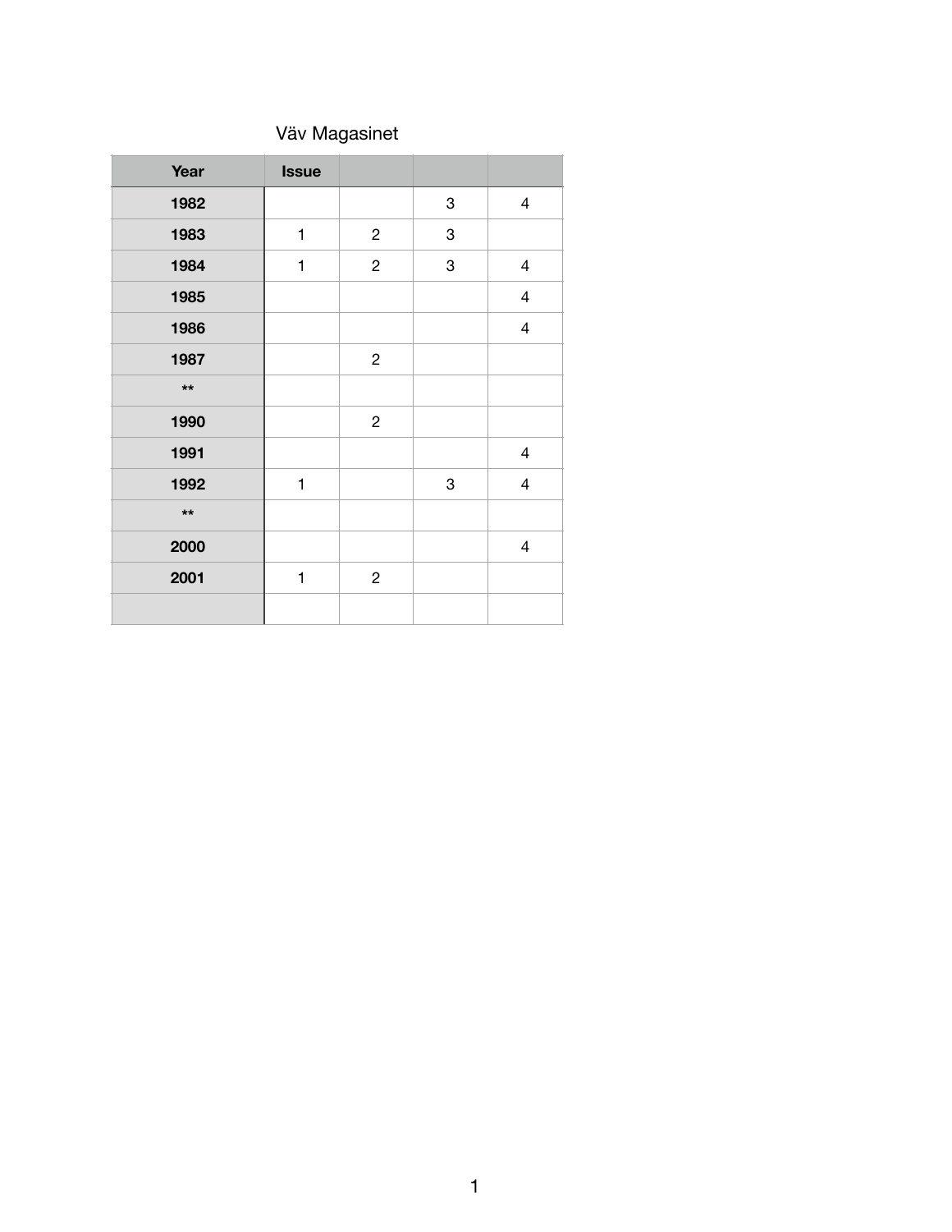Väv Magasinet

| Year | Issue | | | |
|---|---|---|---|---|
| 1982 | | | 3 | 4 |
| 1983 | 1 | 2 | 3 | |
| 1984 | 1 | 2 | 3 | 4 |
| 1985 | | | | 4 |
| 1986 | | | | 4 |
| 1987 | | 2 | | |
| ** | | | | |
| 1990 | | 2 | | |
| 1991 | | | | 4 |
| 1992 | 1 | | 3 | 4 |
| ** | | | | |
| 2000 | | | | 4 |
| 2001 | 1 | 2 | | |
| | | | | |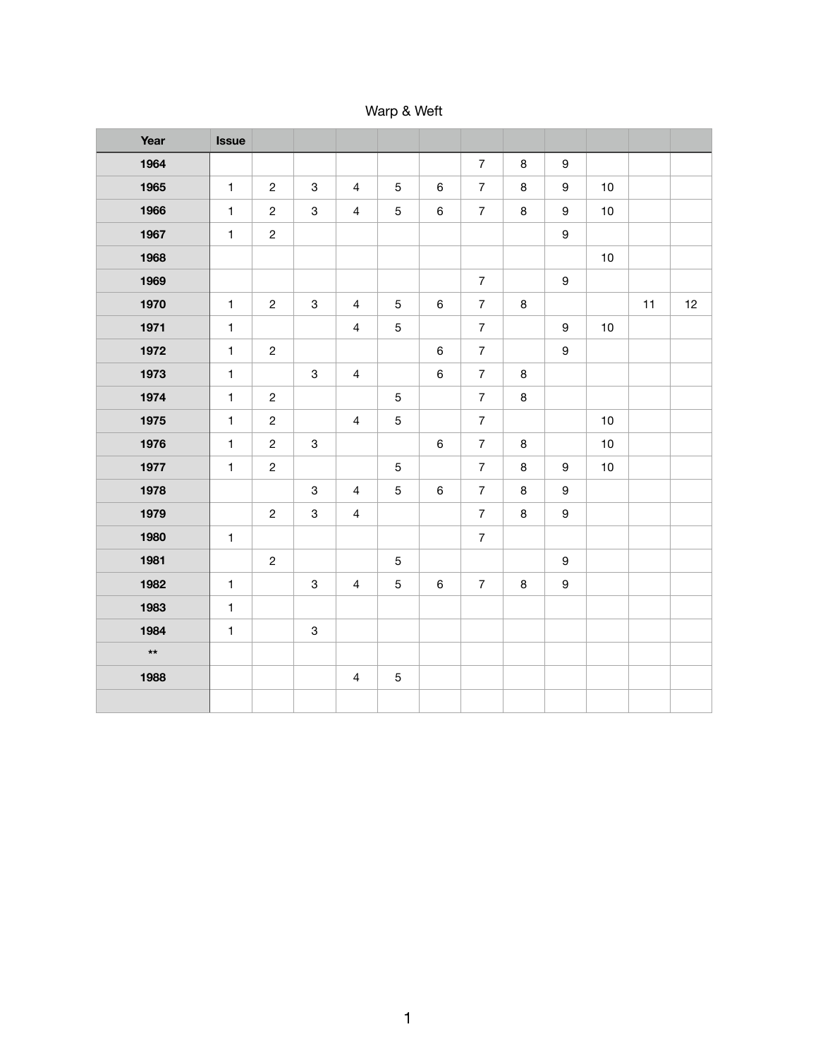Warp & Weft

| Year | Issue | | | | | | | | | | | |
|---|---|---|---|---|---|---|---|---|---|---|---|---|
| 1964 | | | | | | | 7 | 8 | 9 | | | |
| 1965 | 1 | 2 | 3 | 4 | 5 | 6 | 7 | 8 | 9 | 10 | | |
| 1966 | 1 | 2 | 3 | 4 | 5 | 6 | 7 | 8 | 9 | 10 | | |
| 1967 | 1 | 2 | | | | | | | 9 | | | |
| 1968 | | | | | | | | | | 10 | | |
| 1969 | | | | | | | 7 | | 9 | | | |
| 1970 | 1 | 2 | 3 | 4 | 5 | 6 | 7 | 8 | | | 11 | 12 |
| 1971 | 1 | | | 4 | 5 | | 7 | | 9 | 10 | | |
| 1972 | 1 | 2 | | | | 6 | 7 | | 9 | | | |
| 1973 | 1 | | 3 | 4 | | 6 | 7 | 8 | | | | |
| 1974 | 1 | 2 | | | 5 | | 7 | 8 | | | | |
| 1975 | 1 | 2 | | 4 | 5 | | 7 | | | 10 | | |
| 1976 | 1 | 2 | 3 | | | 6 | 7 | 8 | | 10 | | |
| 1977 | 1 | 2 | | | 5 | | 7 | 8 | 9 | 10 | | |
| 1978 | | | 3 | 4 | 5 | 6 | 7 | 8 | 9 | | | |
| 1979 | | 2 | 3 | 4 | | | 7 | 8 | 9 | | | |
| 1980 | 1 | | | | | | 7 | | | | | |
| 1981 | | 2 | | | 5 | | | | 9 | | | |
| 1982 | 1 | | 3 | 4 | 5 | 6 | 7 | 8 | 9 | | | |
| 1983 | 1 | | | | | | | | | | | |
| 1984 | 1 | | 3 | | | | | | | | | |
| ** | | | | | | | | | | | | |
| 1988 | | | | 4 | 5 | | | | | | | |
| | | | | | | | | | | | | |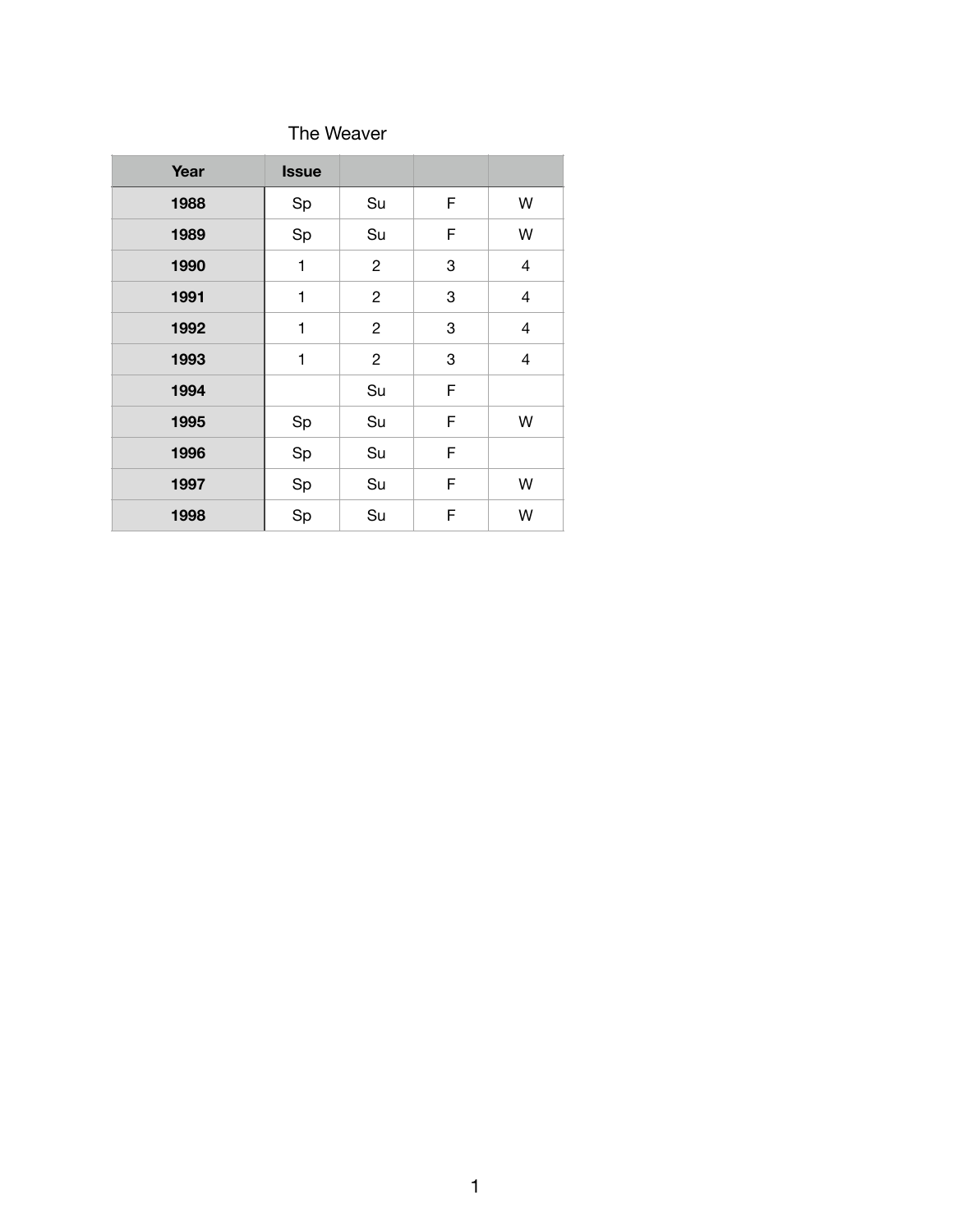The Weaver

| Year | Issue | | | |
|---|---|---|---|---|
| 1988 | Sp | Su | F | W |
| 1989 | Sp | Su | F | W |
| 1990 | 1 | 2 | 3 | 4 |
| 1991 | 1 | 2 | 3 | 4 |
| 1992 | 1 | 2 | 3 | 4 |
| 1993 | 1 | 2 | 3 | 4 |
| 1994 | | Su | F | |
| 1995 | Sp | Su | F | W |
| 1996 | Sp | Su | F | |
| 1997 | Sp | Su | F | W |
| 1998 | Sp | Su | F | W |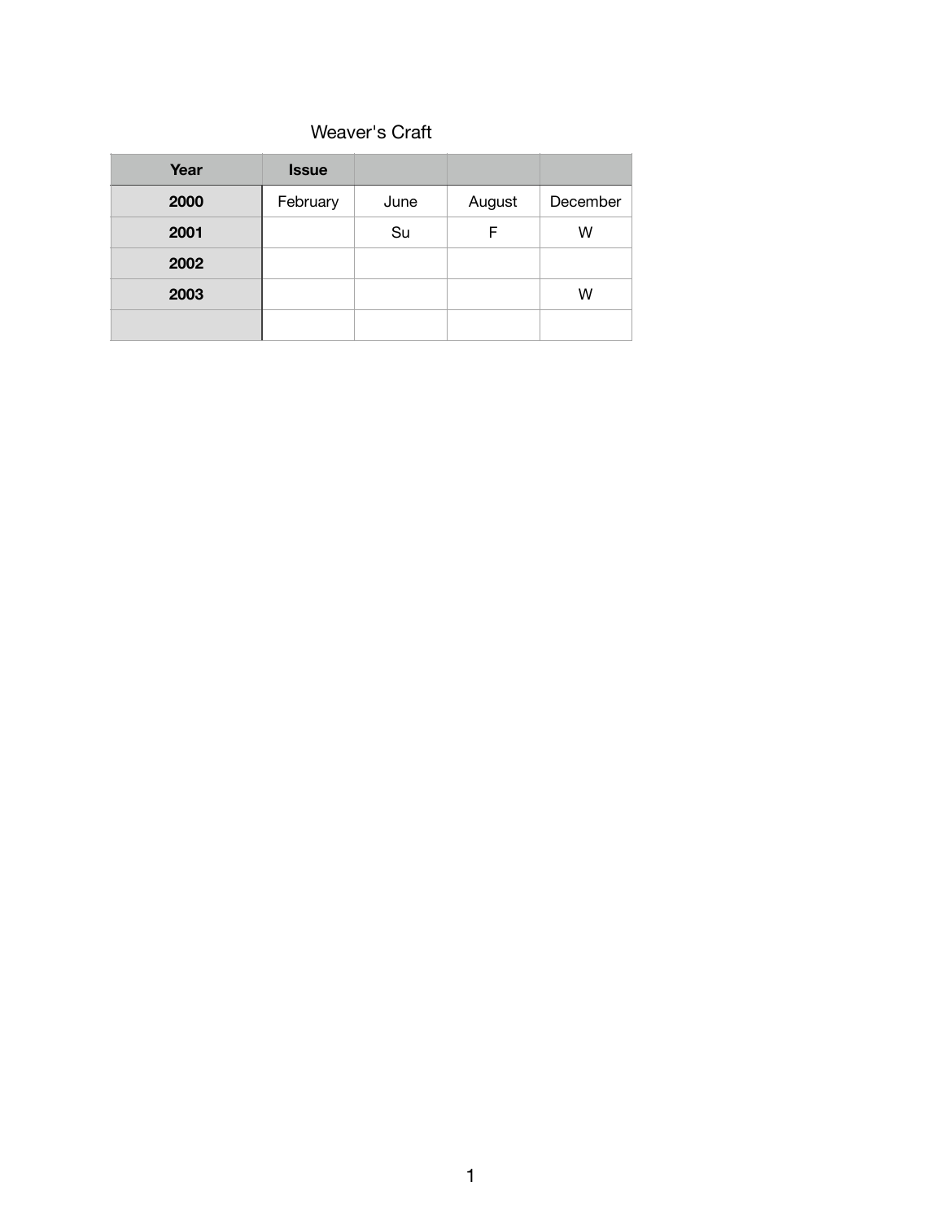Weaver's Craft

| Year | Issue | | | |
|---|---|---|---|---|
| 2000 | February | June | August | December |
| 2001 | | Su | F | W |
| 2002 | | | | |
| 2003 | | | | W |
| | | | | |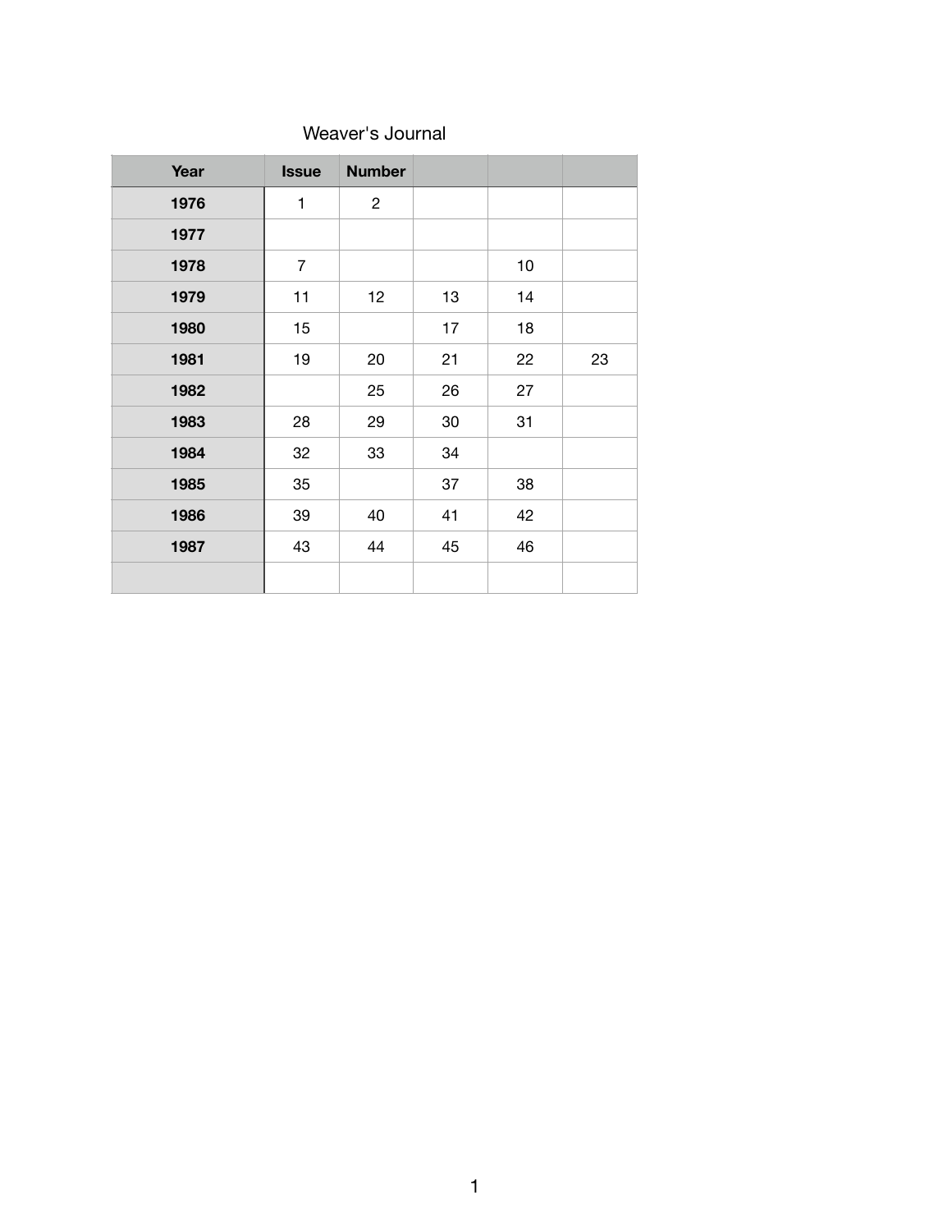Weaver's Journal

| Year | Issue | Number | | | |
|---|---|---|---|---|---|
| 1976 | 1 | 2 | | | |
| 1977 | | | | | |
| 1978 | 7 | | | 10 | |
| 1979 | 11 | 12 | 13 | 14 | |
| 1980 | 15 | | 17 | 18 | |
| 1981 | 19 | 20 | 21 | 22 | 23 |
| 1982 | | 25 | 26 | 27 | |
| 1983 | 28 | 29 | 30 | 31 | |
| 1984 | 32 | 33 | 34 | | |
| 1985 | 35 | | 37 | 38 | |
| 1986 | 39 | 40 | 41 | 42 | |
| 1987 | 43 | 44 | 45 | 46 | |
| | | | | | |